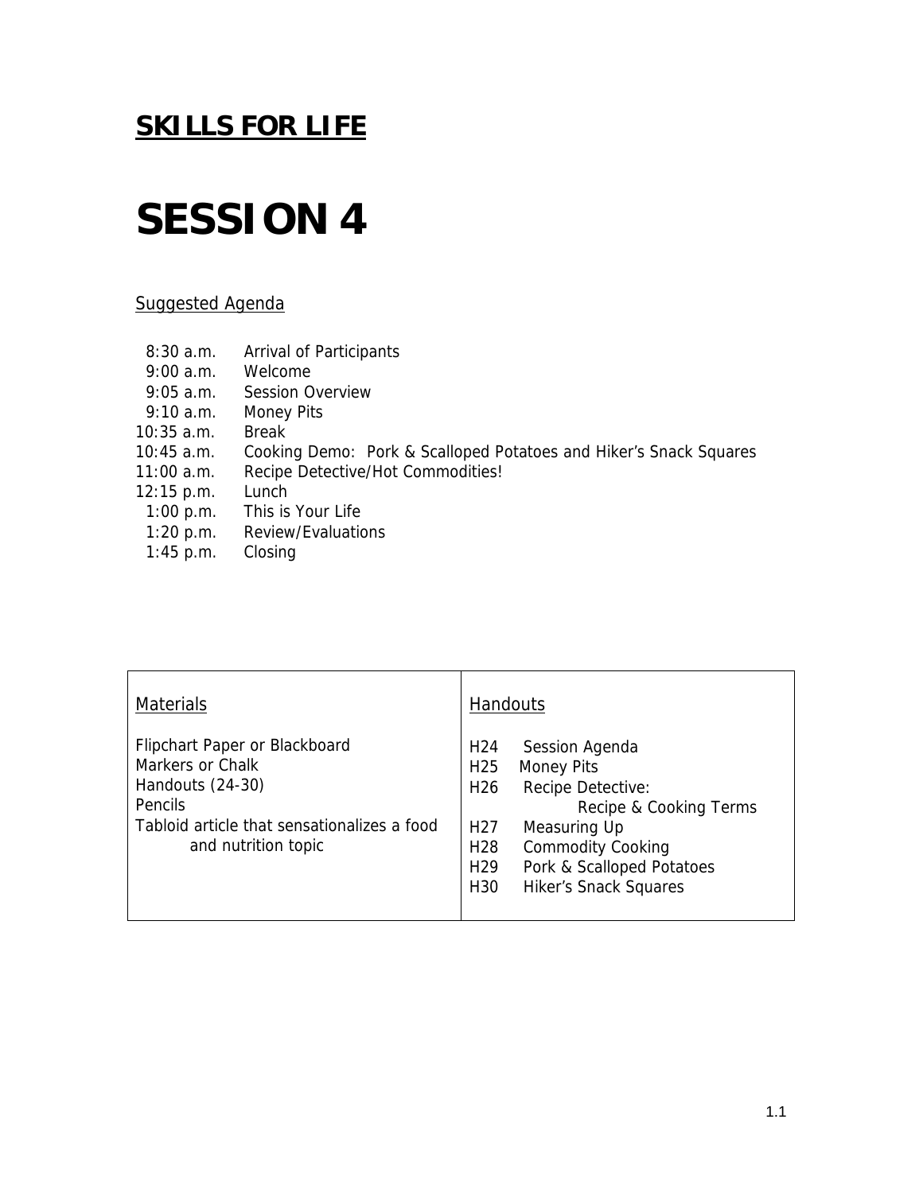## **SKILLS FOR LIFE**

# SESSION 4

Suggested Agenda

| | |
|---|---|
| 8:30 a.m. | Arrival of Participants |
| 9:00 a.m. | Welcome |
| 9:05 a.m. | Session Overview |
| 9:10 a.m. | Money Pits |
| 10:35 a.m. | Break |
| 10:45 a.m. | Cooking Demo: Pork & Scalloped Potatoes and Hiker's Snack Squares |
| 11:00 a.m. | Recipe Detective/Hot Commodities! |
| 12:15 p.m. | Lunch |
| 1:00 p.m. | This is Your Life |
| 1:20 p.m. | Review/Evaluations |
| 1:45 p.m. | Closing |

| Materials | Handouts |
|---|---|
| Flipchart Paper or Blackboard<br>Markers or Chalk<br>Handouts (24-30)<br>Pencils<br>Tabloid article that sensationalizes a food and nutrition topic | H24 Session Agenda<br>H25 Money Pits<br>H26 Recipe Detective: Recipe & Cooking Terms<br>H27 Measuring Up<br>H28 Commodity Cooking<br>H29 Pork & Scalloped Potatoes<br>H30 Hiker's Snack Squares |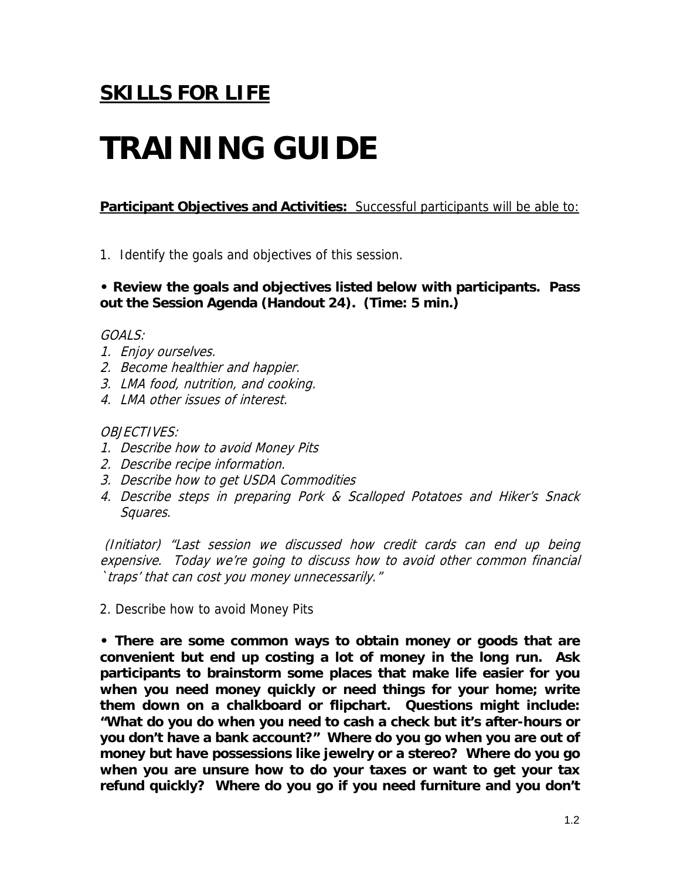## SKILLS FOR LIFE

# TRAINING GUIDE

**Participant Objectives and Activities:** Successful participants will be able to:

1. Identify the goals and objectives of this session.

**• Review the goals and objectives listed below with participants. Pass out the Session Agenda (Handout 24). (Time: 5 min.)**

*GOALS:*

1. *Enjoy ourselves.*
2. *Become healthier and happier.*
3. *LMA food, nutrition, and cooking.*
4. *LMA other issues of interest.*

*OBJECTIVES:*

1. *Describe how to avoid Money Pits*
2. *Describe recipe information.*
3. *Describe how to get USDA Commodities*
4. *Describe steps in preparing Pork & Scalloped Potatoes and Hiker's Snack Squares.*

*(Initiator) "Last session we discussed how credit cards can end up being expensive. Today we're going to discuss how to avoid other common financial `traps' that can cost you money unnecessarily."*

2. Describe how to avoid Money Pits

**• There are some common ways to obtain money or goods that are convenient but end up costing a lot of money in the long run. Ask participants to brainstorm some places that make life easier for you when you need money quickly or need things for your home; write them down on a chalkboard or flipchart. Questions might include: "What do you do when you need to cash a check but it's after-hours or you don't have a bank account?" Where do you go when you are out of money but have possessions like jewelry or a stereo? Where do you go when you are unsure how to do your taxes or want to get your tax refund quickly? Where do you go if you need furniture and you don't**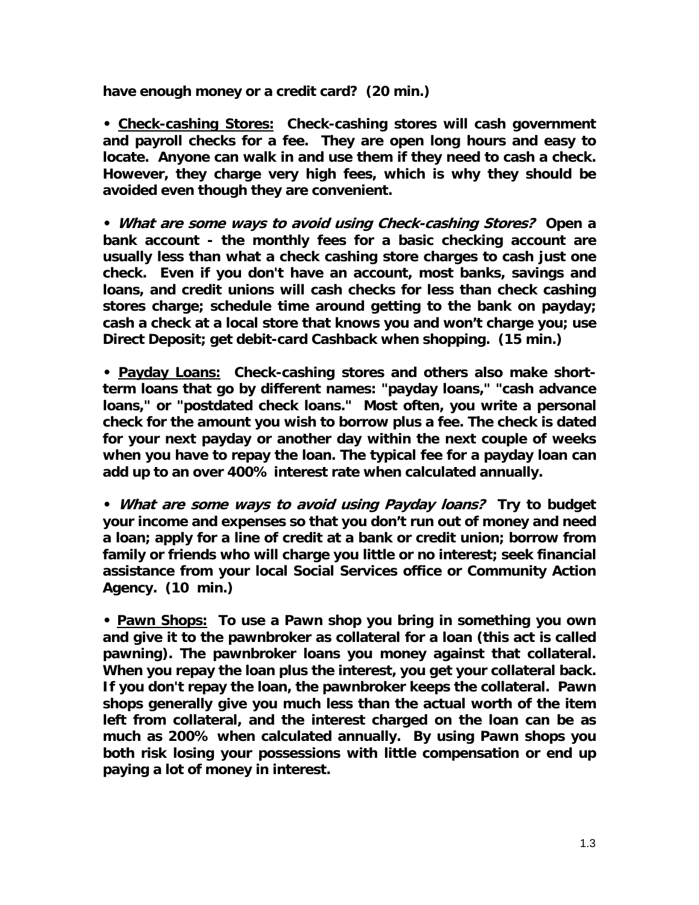**have enough money or a credit card? (20 min.)**

• **<u>Check-cashing Stores:</u> Check-cashing stores will cash government and payroll checks for a fee. They are open long hours and easy to locate. Anyone can walk in and use them if they need to cash a check. However, they charge very high fees, which is why they should be avoided even though they are convenient.**

• ***What are some ways to avoid using Check-cashing Stores?*** **Open a bank account - the monthly fees for a basic checking account are usually less than what a check cashing store charges to cash just one check. Even if you don't have an account, most banks, savings and loans, and credit unions will cash checks for less than check cashing stores charge; schedule time around getting to the bank on payday; cash a check at a local store that knows you and won't charge you; use Direct Deposit; get debit-card Cashback when shopping. (15 min.)**

• **<u>Payday Loans:</u> Check-cashing stores and others also make short-term loans that go by different names: "payday loans," "cash advance loans," or "postdated check loans." Most often, you write a personal check for the amount you wish to borrow plus a fee. The check is dated for your next payday or another day within the next couple of weeks when you have to repay the loan. The typical fee for a payday loan can add up to an over 400% interest rate when calculated annually.**

• ***What are some ways to avoid using Payday loans?*** **Try to budget your income and expenses so that you don't run out of money and need a loan; apply for a line of credit at a bank or credit union; borrow from family or friends who will charge you little or no interest; seek financial assistance from your local Social Services office or Community Action Agency. (10 min.)**

• **<u>Pawn Shops:</u> To use a Pawn shop you bring in something you own and give it to the pawnbroker as collateral for a loan (this act is called pawning). The pawnbroker loans you money against that collateral. When you repay the loan plus the interest, you get your collateral back. If you don't repay the loan, the pawnbroker keeps the collateral. Pawn shops generally give you much less than the actual worth of the item left from collateral, and the interest charged on the loan can be as much as 200% when calculated annually. By using Pawn shops you both risk losing your possessions with little compensation or end up paying a lot of money in interest.**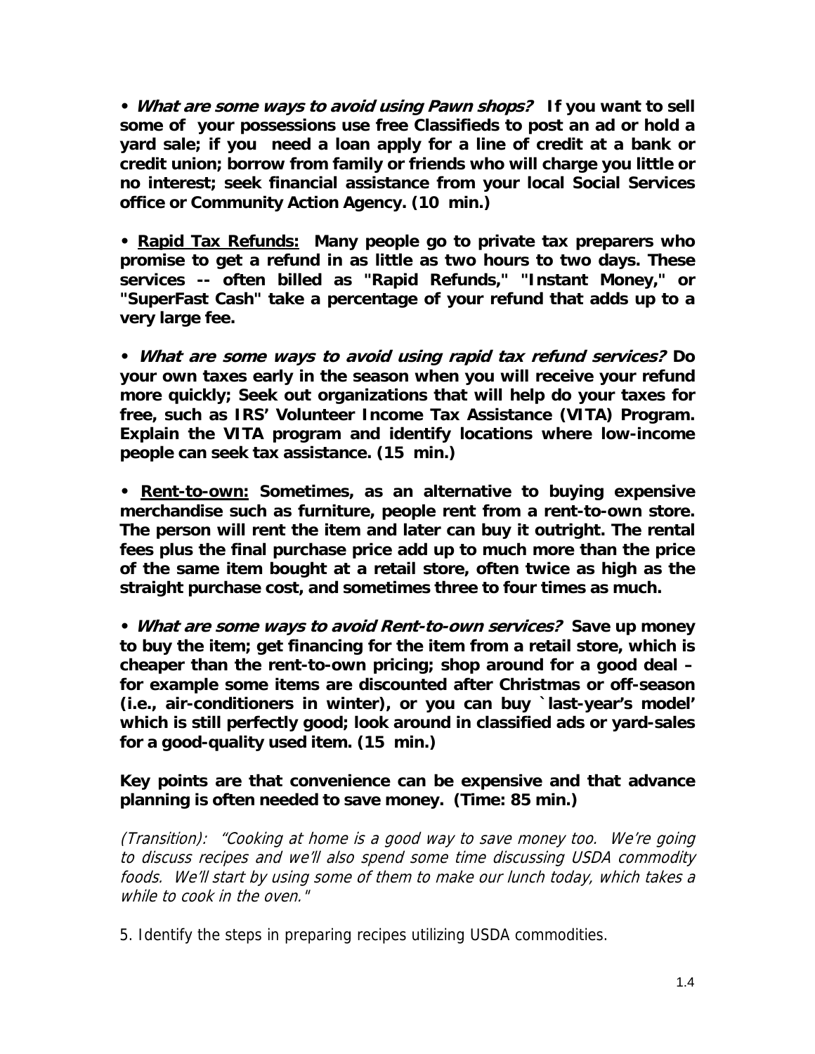• ***What are some ways to avoid using Pawn shops?*** **If you want to sell some of your possessions use free Classifieds to post an ad or hold a yard sale; if you need a loan apply for a line of credit at a bank or credit union; borrow from family or friends who will charge you little or no interest; seek financial assistance from your local Social Services office or Community Action Agency. (10 min.)**

• **<u>Rapid Tax Refunds:</u> Many people go to private tax preparers who promise to get a refund in as little as two hours to two days. These services -- often billed as "Rapid Refunds," "Instant Money," or "SuperFast Cash" take a percentage of your refund that adds up to a very large fee.**

• ***What are some ways to avoid using rapid tax refund services?*** **Do your own taxes early in the season when you will receive your refund more quickly; Seek out organizations that will help do your taxes for free, such as IRS' Volunteer Income Tax Assistance (VITA) Program. Explain the VITA program and identify locations where low-income people can seek tax assistance. (15 min.)**

• **<u>Rent-to-own:</u> Sometimes, as an alternative to buying expensive merchandise such as furniture, people rent from a rent-to-own store. The person will rent the item and later can buy it outright. The rental fees plus the final purchase price add up to much more than the price of the same item bought at a retail store, often twice as high as the straight purchase cost, and sometimes three to four times as much.**

• ***What are some ways to avoid Rent-to-own services?*** **Save up money to buy the item; get financing for the item from a retail store, which is cheaper than the rent-to-own pricing; shop around for a good deal – for example some items are discounted after Christmas or off-season (i.e., air-conditioners in winter), or you can buy `last-year's model' which is still perfectly good; look around in classified ads or yard-sales for a good-quality used item. (15 min.)**

**Key points are that convenience can be expensive and that advance planning is often needed to save money. (Time: 85 min.)**

*(Transition): "Cooking at home is a good way to save money too. We're going to discuss recipes and we'll also spend some time discussing USDA commodity foods. We'll start by using some of them to make our lunch today, which takes a while to cook in the oven."*

5. Identify the steps in preparing recipes utilizing USDA commodities.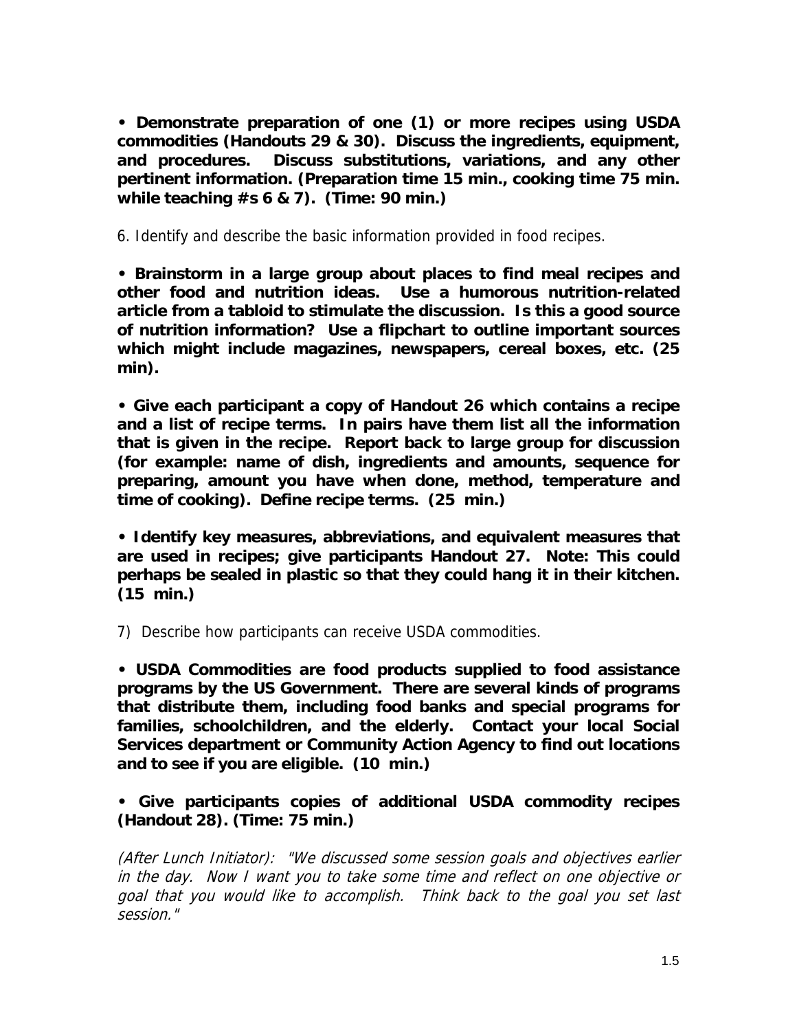**• Demonstrate preparation of one (1) or more recipes using USDA commodities (Handouts 29 & 30). Discuss the ingredients, equipment, and procedures. Discuss substitutions, variations, and any other pertinent information. (Preparation time 15 min., cooking time 75 min. while teaching #s 6 & 7). (Time: 90 min.)**

6. Identify and describe the basic information provided in food recipes.

**• Brainstorm in a large group about places to find meal recipes and other food and nutrition ideas. Use a humorous nutrition-related article from a tabloid to stimulate the discussion. Is this a good source of nutrition information? Use a flipchart to outline important sources which might include magazines, newspapers, cereal boxes, etc. (25 min).**

**• Give each participant a copy of Handout 26 which contains a recipe and a list of recipe terms. In pairs have them list all the information that is given in the recipe. Report back to large group for discussion (for example: name of dish, ingredients and amounts, sequence for preparing, amount you have when done, method, temperature and time of cooking). Define recipe terms. (25 min.)**

**• Identify key measures, abbreviations, and equivalent measures that are used in recipes; give participants Handout 27. Note: This could perhaps be sealed in plastic so that they could hang it in their kitchen. (15 min.)**

7) Describe how participants can receive USDA commodities.

**• USDA Commodities are food products supplied to food assistance programs by the US Government. There are several kinds of programs that distribute them, including food banks and special programs for families, schoolchildren, and the elderly. Contact your local Social Services department or Community Action Agency to find out locations and to see if you are eligible. (10 min.)**

**• Give participants copies of additional USDA commodity recipes (Handout 28). (Time: 75 min.)**

*(After Lunch Initiator): "We discussed some session goals and objectives earlier in the day. Now I want you to take some time and reflect on one objective or goal that you would like to accomplish. Think back to the goal you set last session."*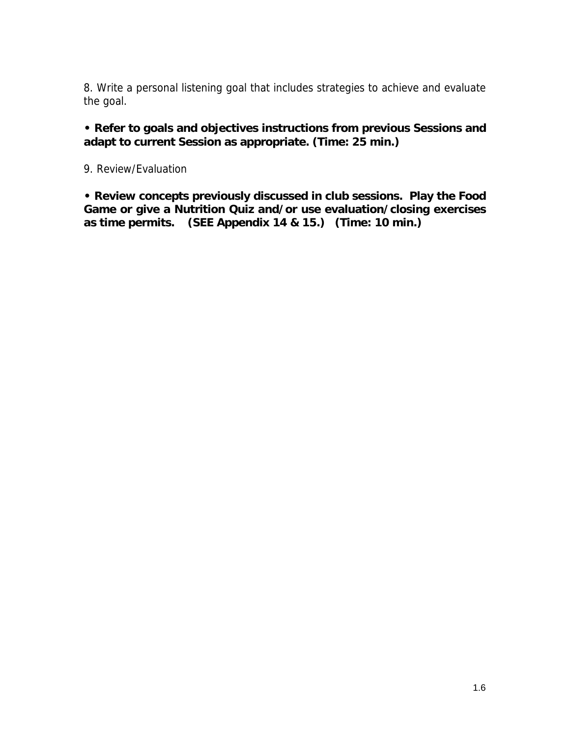8. Write a personal listening goal that includes strategies to achieve and evaluate the goal.

**• Refer to goals and objectives instructions from previous Sessions and adapt to current Session as appropriate. (Time: 25 min.)**

9. Review/Evaluation

**• Review concepts previously discussed in club sessions. Play the Food Game or give a Nutrition Quiz and/or use evaluation/closing exercises as time permits. (SEE Appendix 14 & 15.) (Time: 10 min.)**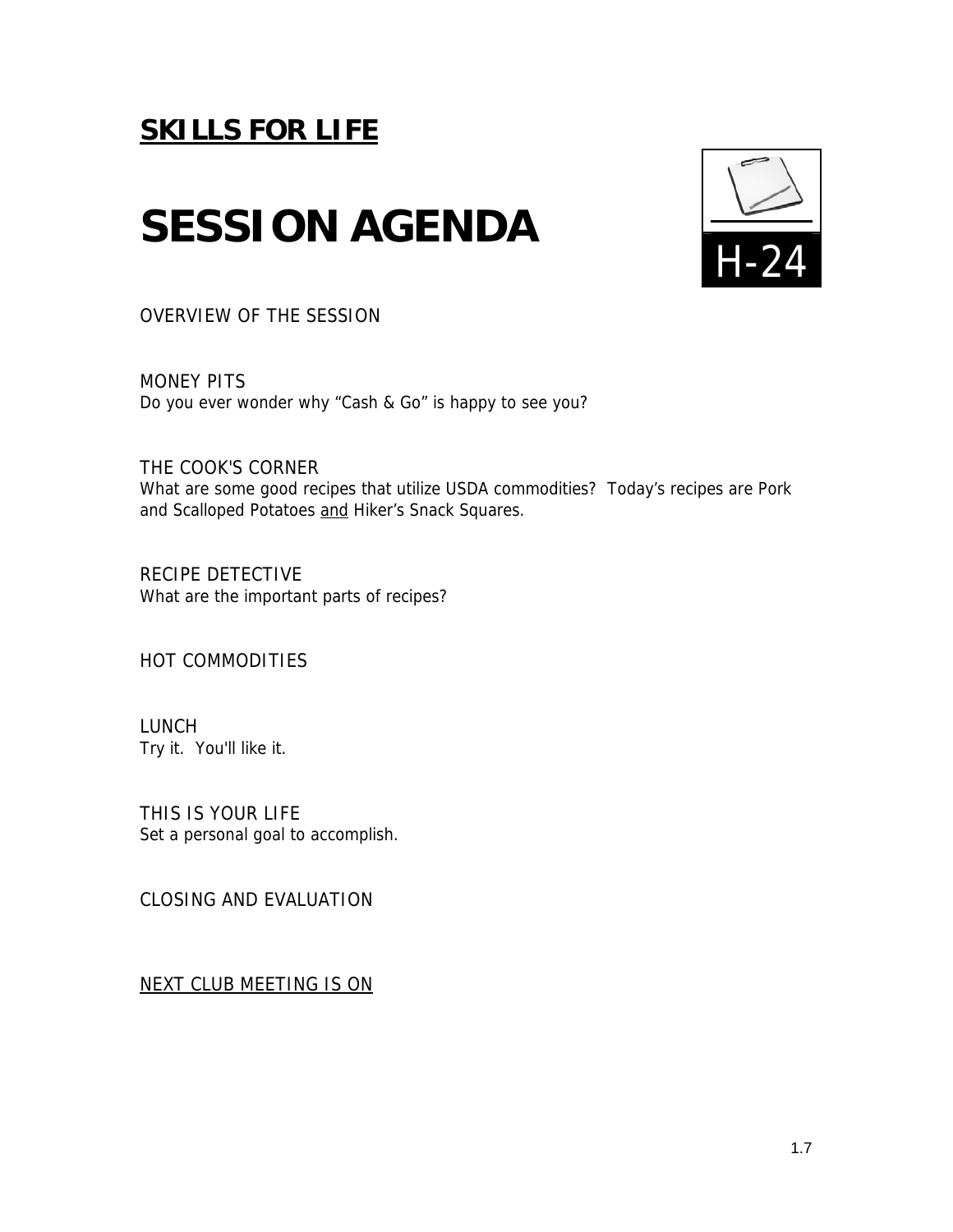**SKILLS FOR LIFE**

# SESSION AGENDA

H-24

OVERVIEW OF THE SESSION

MONEY PITS
Do you ever wonder why "Cash & Go" is happy to see you?

THE COOK'S CORNER
What are some good recipes that utilize USDA commodities? Today's recipes are Pork and Scalloped Potatoes and Hiker's Snack Squares.

RECIPE DETECTIVE
What are the important parts of recipes?

HOT COMMODITIES

LUNCH
Try it. You'll like it.

THIS IS YOUR LIFE
Set a personal goal to accomplish.

CLOSING AND EVALUATION

NEXT CLUB MEETING IS ON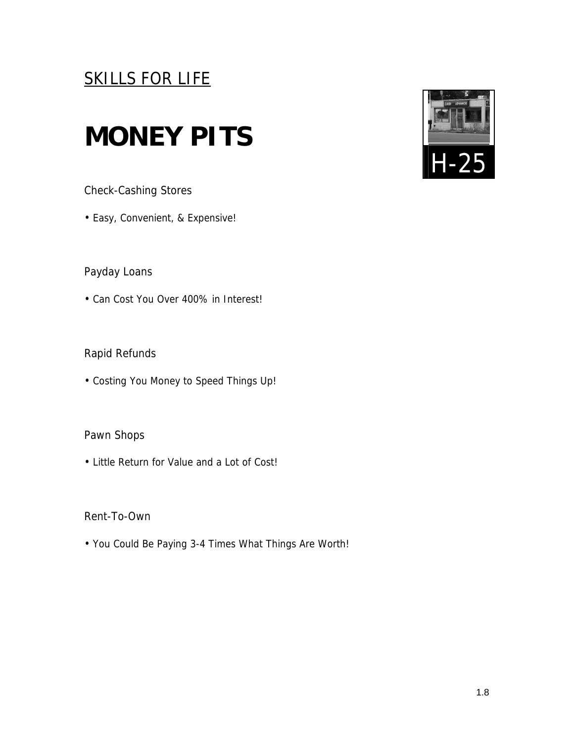SKILLS FOR LIFE

# MONEY PITS

H-25

Check-Cashing Stores

- Easy, Convenient, & Expensive!

Payday Loans

- Can Cost You Over 400% in Interest!

Rapid Refunds

- Costing You Money to Speed Things Up!

Pawn Shops

- Little Return for Value and a Lot of Cost!

Rent-To-Own

- You Could Be Paying 3-4 Times What Things Are Worth!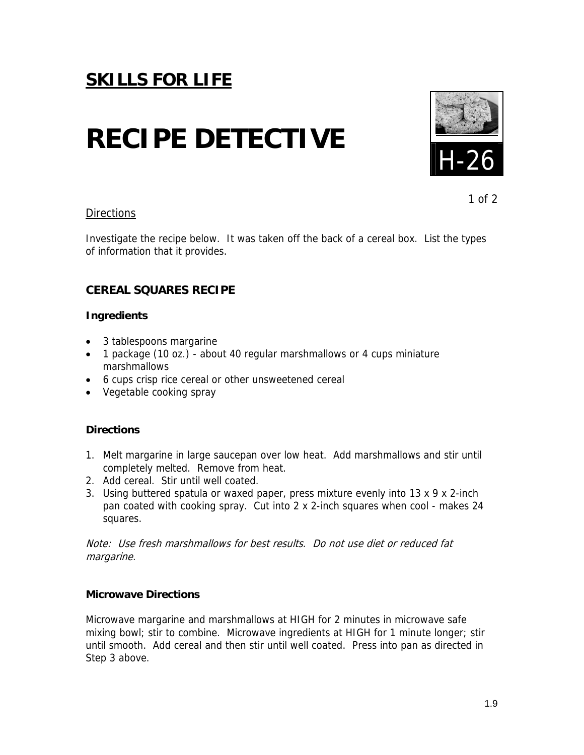## SKILLS FOR LIFE

# RECIPE DETECTIVE

H-26

Directions

Investigate the recipe below. It was taken off the back of a cereal box. List the types of information that it provides.

### CEREAL SQUARES RECIPE

**Ingredients**

- 3 tablespoons margarine
- 1 package (10 oz.) - about 40 regular marshmallows or 4 cups miniature marshmallows
- 6 cups crisp rice cereal or other unsweetened cereal
- Vegetable cooking spray

**Directions**

1. Melt margarine in large saucepan over low heat. Add marshmallows and stir until completely melted. Remove from heat.
2. Add cereal. Stir until well coated.
3. Using buttered spatula or waxed paper, press mixture evenly into 13 x 9 x 2-inch pan coated with cooking spray. Cut into 2 x 2-inch squares when cool - makes 24 squares.

*Note: Use fresh marshmallows for best results. Do not use diet or reduced fat margarine.*

**Microwave Directions**

Microwave margarine and marshmallows at HIGH for 2 minutes in microwave safe mixing bowl; stir to combine. Microwave ingredients at HIGH for 1 minute longer; stir until smooth. Add cereal and then stir until well coated. Press into pan as directed in Step 3 above.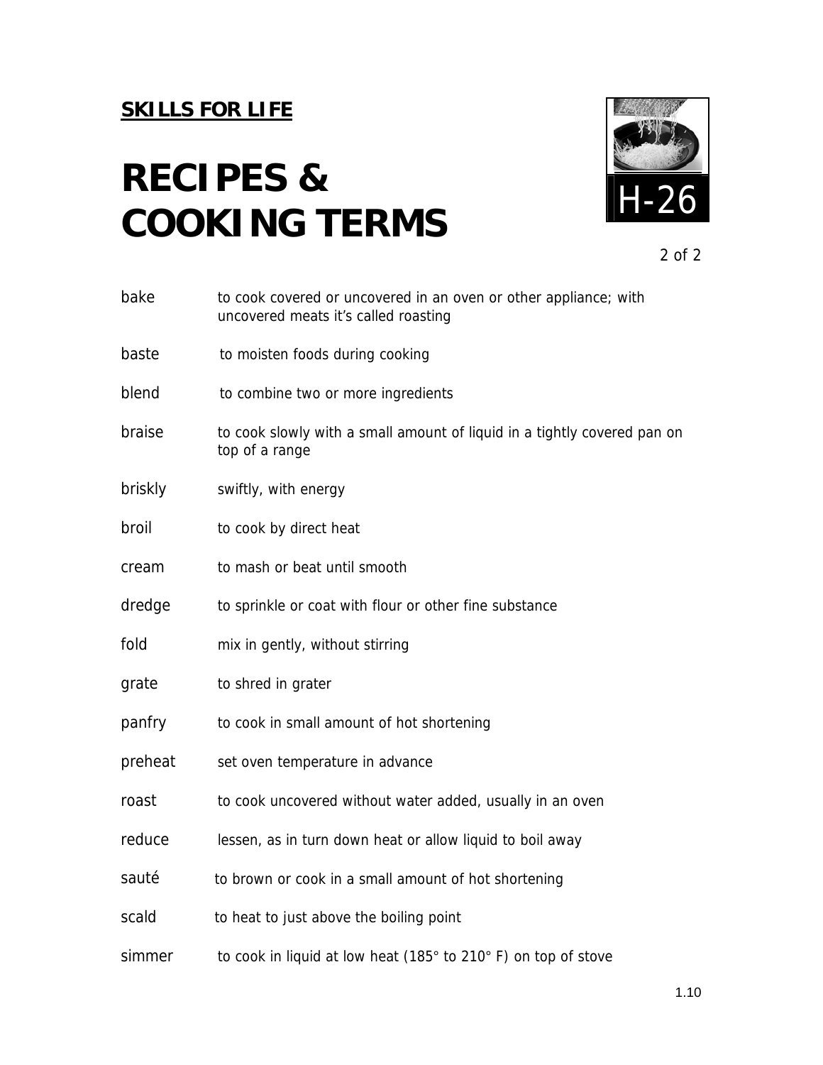**SKILLS FOR LIFE**

# RECIPES & COOKING TERMS

H-26

| | |
|---|---|
| bake | to cook covered or uncovered in an oven or other appliance; with uncovered meats it's called roasting |
| baste | to moisten foods during cooking |
| blend | to combine two or more ingredients |
| braise | to cook slowly with a small amount of liquid in a tightly covered pan on top of a range |
| briskly | swiftly, with energy |
| broil | to cook by direct heat |
| cream | to mash or beat until smooth |
| dredge | to sprinkle or coat with flour or other fine substance |
| fold | mix in gently, without stirring |
| grate | to shred in grater |
| panfry | to cook in small amount of hot shortening |
| preheat | set oven temperature in advance |
| roast | to cook uncovered without water added, usually in an oven |
| reduce | lessen, as in turn down heat or allow liquid to boil away |
| sauté | to brown or cook in a small amount of hot shortening |
| scald | to heat to just above the boiling point |
| simmer | to cook in liquid at low heat (185° to 210° F) on top of stove |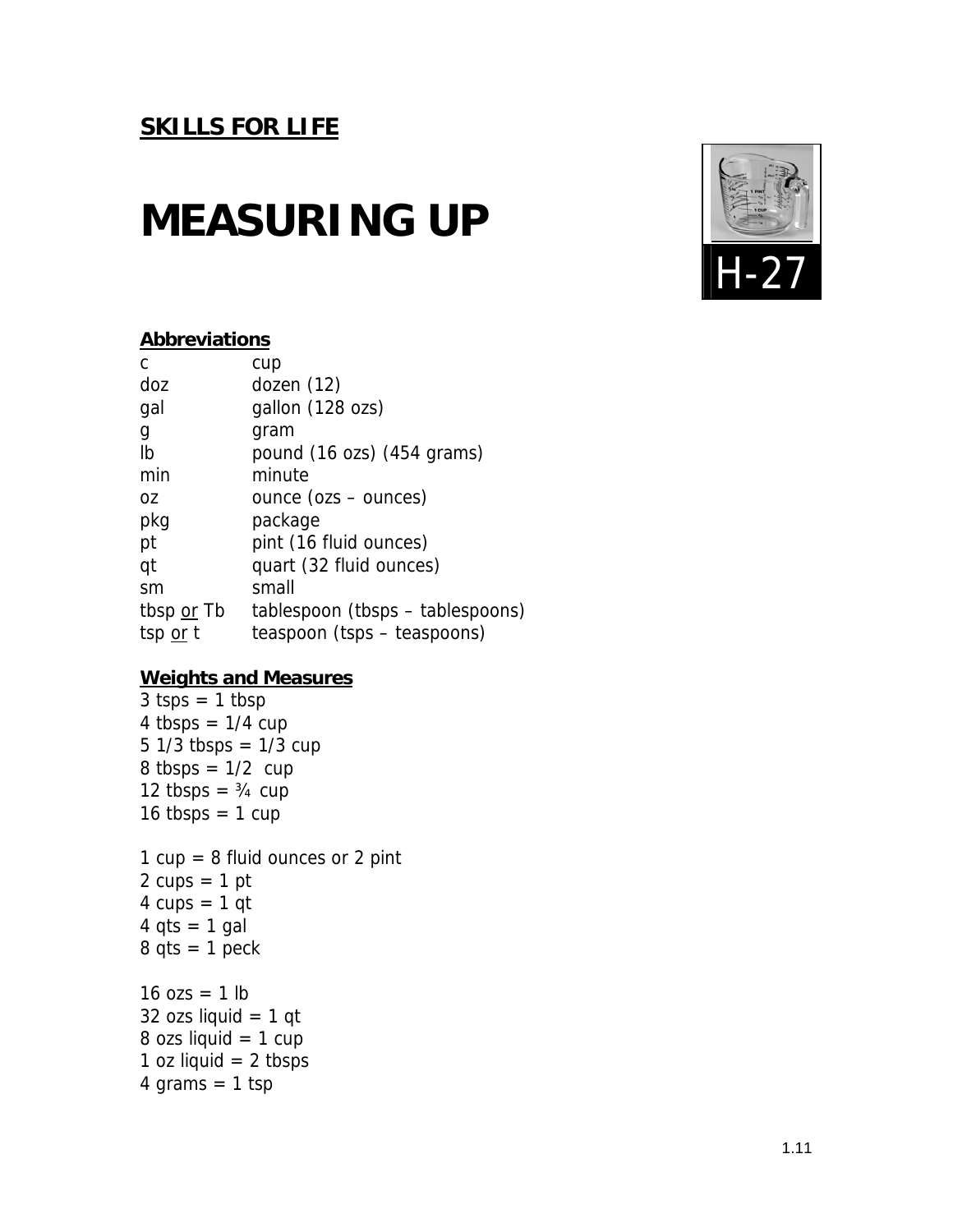**SKILLS FOR LIFE**

# MEASURING UP

H-27

**Abbreviations**

| | |
|---|---|
| c | cup |
| doz | dozen (12) |
| gal | gallon (128 ozs) |
| g | gram |
| lb | pound (16 ozs) (454 grams) |
| min | minute |
| oz | ounce (ozs – ounces) |
| pkg | package |
| pt | pint (16 fluid ounces) |
| qt | quart (32 fluid ounces) |
| sm | small |
| tbsp or Tb | tablespoon (tbsps – tablespoons) |
| tsp or t | teaspoon (tsps – teaspoons) |

**Weights and Measures**

3 tsps = 1 tbsp
4 tbsps = 1/4 cup
5 1/3 tbsps = 1/3 cup
8 tbsps = 1/2 cup
12 tbsps = ¾ cup
16 tbsps = 1 cup

1 cup = 8 fluid ounces or 2 pint
2 cups = 1 pt
4 cups = 1 qt
4 qts = 1 gal
8 qts = 1 peck

16 ozs = 1 lb
32 ozs liquid = 1 qt
8 ozs liquid = 1 cup
1 oz liquid = 2 tbsps
4 grams = 1 tsp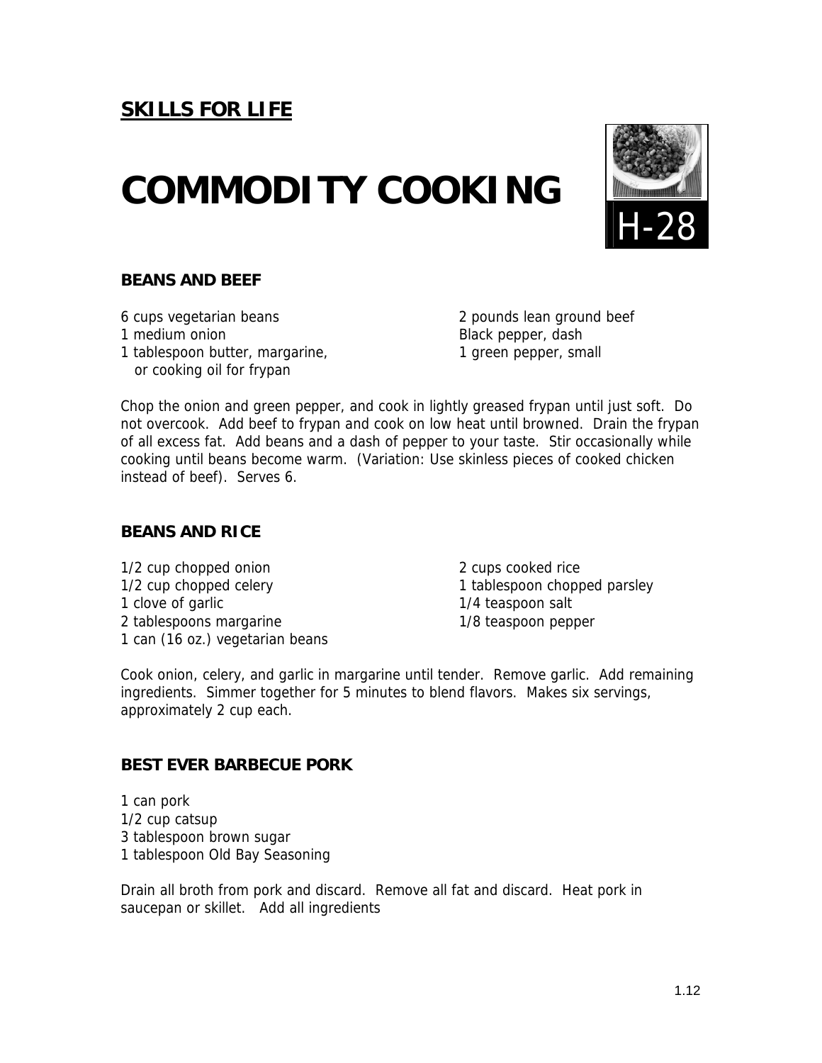**SKILLS FOR LIFE**

# COMMODITY COOKING

H-28

### BEANS AND BEEF

6 cups vegetarian beans
1 medium onion
1 tablespoon butter, margarine, or cooking oil for frypan
2 pounds lean ground beef
Black pepper, dash
1 green pepper, small

Chop the onion and green pepper, and cook in lightly greased frypan until just soft. Do not overcook. Add beef to frypan and cook on low heat until browned. Drain the frypan of all excess fat. Add beans and a dash of pepper to your taste. Stir occasionally while cooking until beans become warm. (Variation: Use skinless pieces of cooked chicken instead of beef). Serves 6.

### BEANS AND RICE

1/2 cup chopped onion
1/2 cup chopped celery
1 clove of garlic
2 tablespoons margarine
1 can (16 oz.) vegetarian beans
2 cups cooked rice
1 tablespoon chopped parsley
1/4 teaspoon salt
1/8 teaspoon pepper

Cook onion, celery, and garlic in margarine until tender. Remove garlic. Add remaining ingredients. Simmer together for 5 minutes to blend flavors. Makes six servings, approximately 2 cup each.

### BEST EVER BARBECUE PORK

1 can pork
1/2 cup catsup
3 tablespoon brown sugar
1 tablespoon Old Bay Seasoning

Drain all broth from pork and discard. Remove all fat and discard. Heat pork in saucepan or skillet. Add all ingredients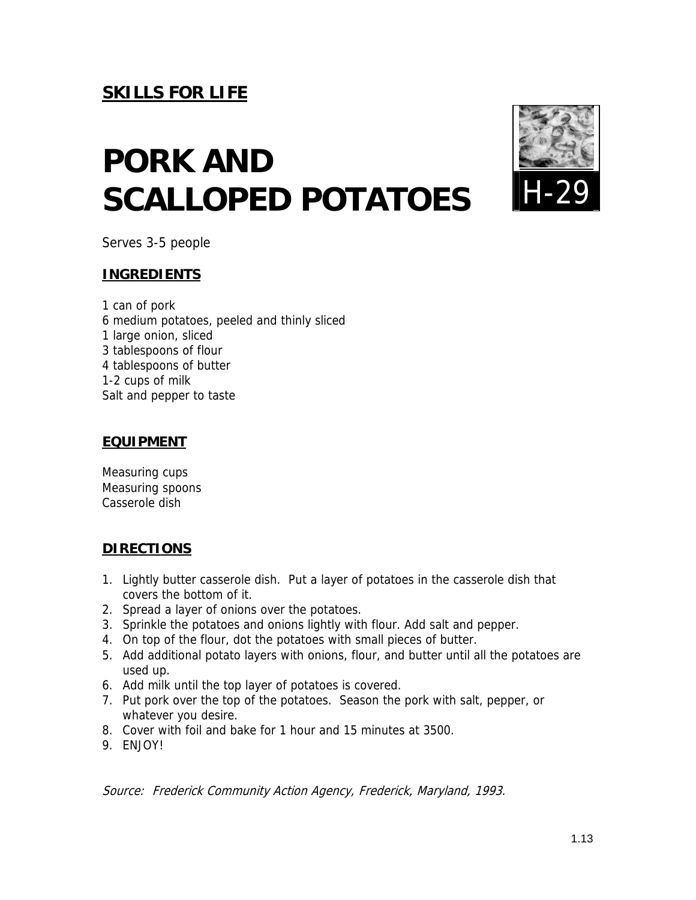**SKILLS FOR LIFE**

# PORK AND SCALLOPED POTATOES

H-29

Serves 3-5 people

## INGREDIENTS

1 can of pork
6 medium potatoes, peeled and thinly sliced
1 large onion, sliced
3 tablespoons of flour
4 tablespoons of butter
1-2 cups of milk
Salt and pepper to taste

## EQUIPMENT

Measuring cups
Measuring spoons
Casserole dish

## DIRECTIONS

1. Lightly butter casserole dish. Put a layer of potatoes in the casserole dish that covers the bottom of it.
2. Spread a layer of onions over the potatoes.
3. Sprinkle the potatoes and onions lightly with flour. Add salt and pepper.
4. On top of the flour, dot the potatoes with small pieces of butter.
5. Add additional potato layers with onions, flour, and butter until all the potatoes are used up.
6. Add milk until the top layer of potatoes is covered.
7. Put pork over the top of the potatoes. Season the pork with salt, pepper, or whatever you desire.
8. Cover with foil and bake for 1 hour and 15 minutes at 3500.
9. ENJOY!

*Source: Frederick Community Action Agency, Frederick, Maryland, 1993.*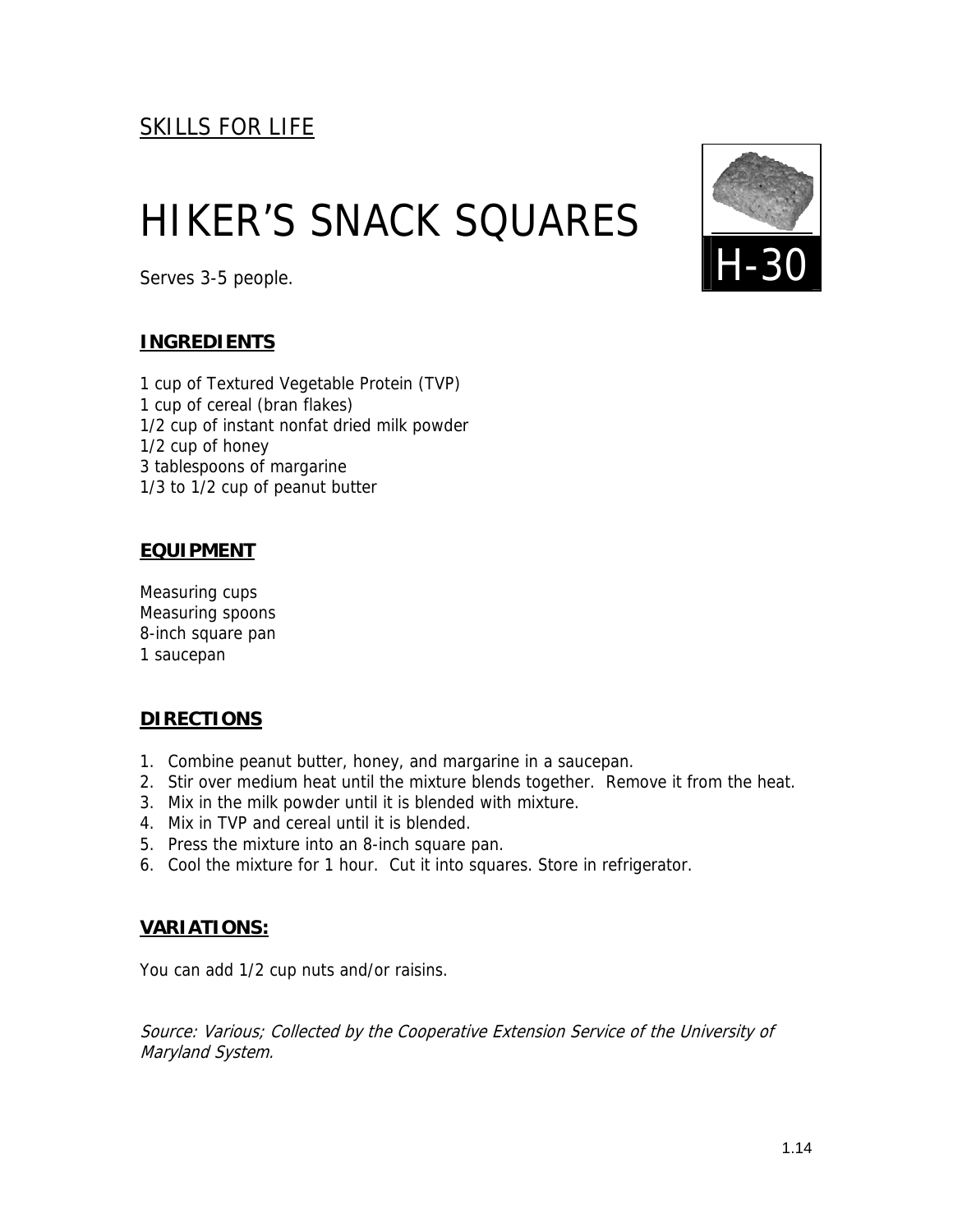SKILLS FOR LIFE

# HIKER'S SNACK SQUARES

H-30

Serves 3-5 people.

## INGREDIENTS

1 cup of Textured Vegetable Protein (TVP)
1 cup of cereal (bran flakes)
1/2 cup of instant nonfat dried milk powder
1/2 cup of honey
3 tablespoons of margarine
1/3 to 1/2 cup of peanut butter

## EQUIPMENT

Measuring cups
Measuring spoons
8-inch square pan
1 saucepan

## DIRECTIONS

1. Combine peanut butter, honey, and margarine in a saucepan.
2. Stir over medium heat until the mixture blends together. Remove it from the heat.
3. Mix in the milk powder until it is blended with mixture.
4. Mix in TVP and cereal until it is blended.
5. Press the mixture into an 8-inch square pan.
6. Cool the mixture for 1 hour. Cut it into squares. Store in refrigerator.

## VARIATIONS:

You can add 1/2 cup nuts and/or raisins.

*Source: Various; Collected by the Cooperative Extension Service of the University of Maryland System.*